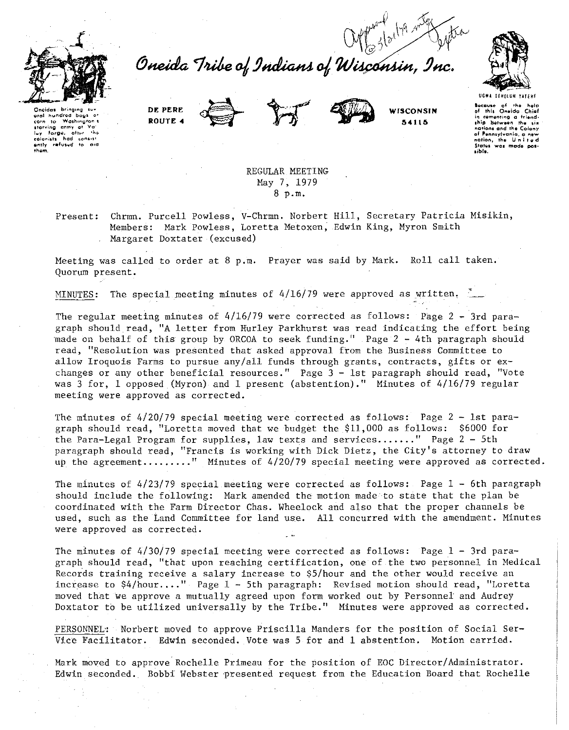Approved @ 5/21/79 mtg (initials)

# Oneida Tribe of Indians of Wisconsin, Inc.

Oneidas bringing several hundred bags of corn to Washington's starving army at Valley Forge, after the colonists had consistently refused to aid them.

DE PERE
ROUTE 4

WISCONSIN
54115

UGWA DEHOLUN YATEHE

Because of the help of this Oneida Chief in cementing a friendship between the six nations and the Colony of Pennsylvania, a new nation, the United States was made possible.

REGULAR MEETING
May 7, 1979
8 p.m.

Present: Chrmn. Purcell Powless, V-Chrmn. Norbert Hill, Secretary Patricia Misikin, Members: Mark Powless, Loretta Metoxen, Edwin King, Myron Smith
Margaret Doxtater (excused)

Meeting was called to order at 8 p.m. Prayer was said by Mark. Roll call taken. Quorum present.

MINUTES: The special meeting minutes of 4/16/79 were approved as written.

The regular meeting minutes of 4/16/79 were corrected as follows: Page 2 - 3rd paragraph should read, "A letter from Hurley Parkhurst was read indicating the effort being made on behalf of this group by ORCOA to seek funding." Page 2 - 4th paragraph should read, "Resolution was presented that asked approval from the Business Committee to allow Iroquois Farms to pursue any/all funds through grants, contracts, gifts or exchanges or any other beneficial resources." Page 3 - 1st paragraph should read, "Vote was 3 for, 1 opposed (Myron) and 1 present (abstention)." Minutes of 4/16/79 regular meeting were approved as corrected.

The minutes of 4/20/79 special meeting were corrected as follows: Page 2 - 1st paragraph should read, "Loretta moved that we budget the $11,000 as follows: $6000 for the Para-Legal Program for supplies, law texts and services......." Page 2 - 5th paragraph should read, "Francis is working with Dick Dietz, the City's attorney to draw up the agreement........" Minutes of 4/20/79 special meeting were approved as corrected.

The minutes of 4/23/79 special meeting were corrected as follows: Page 1 - 6th paragraph should include the following: Mark amended the motion made to state that the plan be coordinated with the Farm Director Chas. Wheelock and also that the proper channels be used, such as the Land Committee for land use. All concurred with the amendment. Minutes were approved as corrected.

The minutes of 4/30/79 special meeting were corrected as follows: Page 1 - 3rd paragraph should read, "that upon reaching certification, one of the two personnel in Medical Records training receive a salary increase to $5/hour and the other would receive an increase to $4/hour...." Page 1 - 5th paragraph: Revised motion should read, "Loretta moved that we approve a mutually agreed upon form worked out by Personnel and Audrey Doxtator to be utilized universally by the Tribe." Minutes were approved as corrected.

PERSONNEL: Norbert moved to approve Priscilla Manders for the position of Social Service Facilitator. Edwin seconded. Vote was 5 for and 1 abstention. Motion carried.

Mark moved to approve Rochelle Primeau for the position of EOC Director/Administrator. Edwin seconded. Bobbi Webster presented request from the Education Board that Rochelle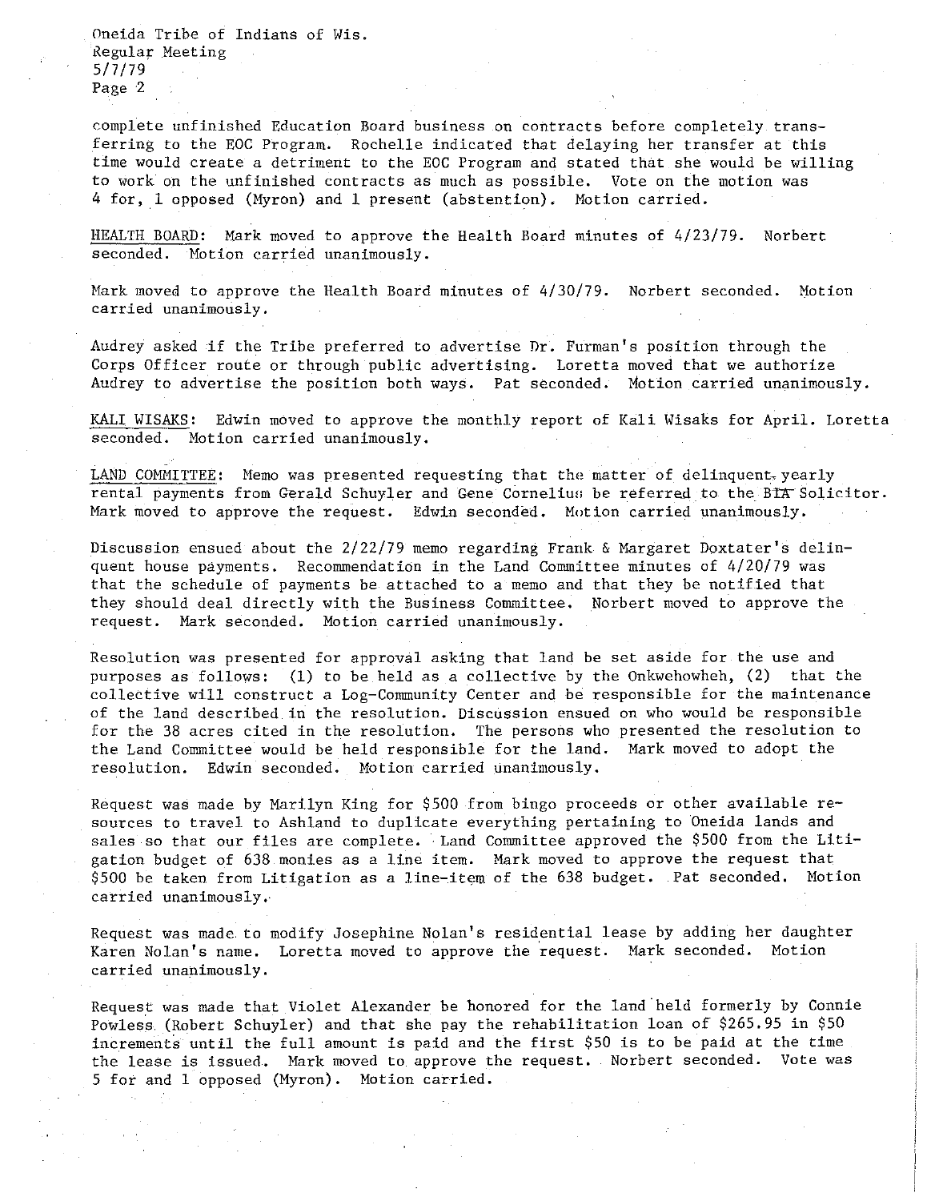complete unfinished Education Board business on contracts before completely transferring to the EOC Program. Rochelle indicated that delaying her transfer at this time would create a detriment to the EOC Program and stated that she would be willing to work on the unfinished contracts as much as possible. Vote on the motion was 4 for, 1 opposed (Myron) and 1 present (abstention). Motion carried.

HEALTH BOARD: Mark moved to approve the Health Board minutes of 4/23/79. Norbert seconded. Motion carried unanimously.

Mark moved to approve the Health Board minutes of 4/30/79. Norbert seconded. Motion carried unanimously.

Audrey asked if the Tribe preferred to advertise Dr. Furman's position through the Corps Officer route or through public advertising. Loretta moved that we authorize Audrey to advertise the position both ways. Pat seconded. Motion carried unanimously.

KALI WISAKS: Edwin moved to approve the monthly report of Kali Wisaks for April. Loretta seconded. Motion carried unanimously.

LAND COMMITTEE: Memo was presented requesting that the matter of delinquent yearly rental payments from Gerald Schuyler and Gene Cornelius be referred to the BIA Solicitor. Mark moved to approve the request. Edwin seconded. Motion carried unanimously.

Discussion ensued about the 2/22/79 memo regarding Frank & Margaret Doxtater's delinquent house payments. Recommendation in the Land Committee minutes of 4/20/79 was that the schedule of payments be attached to a memo and that they be notified that they should deal directly with the Business Committee. Norbert moved to approve the request. Mark seconded. Motion carried unanimously.

Resolution was presented for approval asking that land be set aside for the use and purposes as follows: (1) to be held as a collective by the Onkwehowheh, (2) that the collective will construct a Log-Community Center and be responsible for the maintenance of the land described in the resolution. Discussion ensued on who would be responsible for the 38 acres cited in the resolution. The persons who presented the resolution to the Land Committee would be held responsible for the land. Mark moved to adopt the resolution. Edwin seconded. Motion carried unanimously.

Request was made by Marilyn King for $500 from bingo proceeds or other available resources to travel to Ashland to duplicate everything pertaining to Oneida lands and sales so that our files are complete. Land Committee approved the $500 from the Litigation budget of 638 monies as a line item. Mark moved to approve the request that $500 be taken from Litigation as a line-item of the 638 budget. Pat seconded. Motion carried unanimously.

Request was made to modify Josephine Nolan's residential lease by adding her daughter Karen Nolan's name. Loretta moved to approve the request. Mark seconded. Motion carried unanimously.

Request was made that Violet Alexander be honored for the land held formerly by Connie Powless (Robert Schuyler) and that she pay the rehabilitation loan of $265.95 in $50 increments until the full amount is paid and the first $50 is to be paid at the time the lease is issued. Mark moved to approve the request. Norbert seconded. Vote was 5 for and 1 opposed (Myron). Motion carried.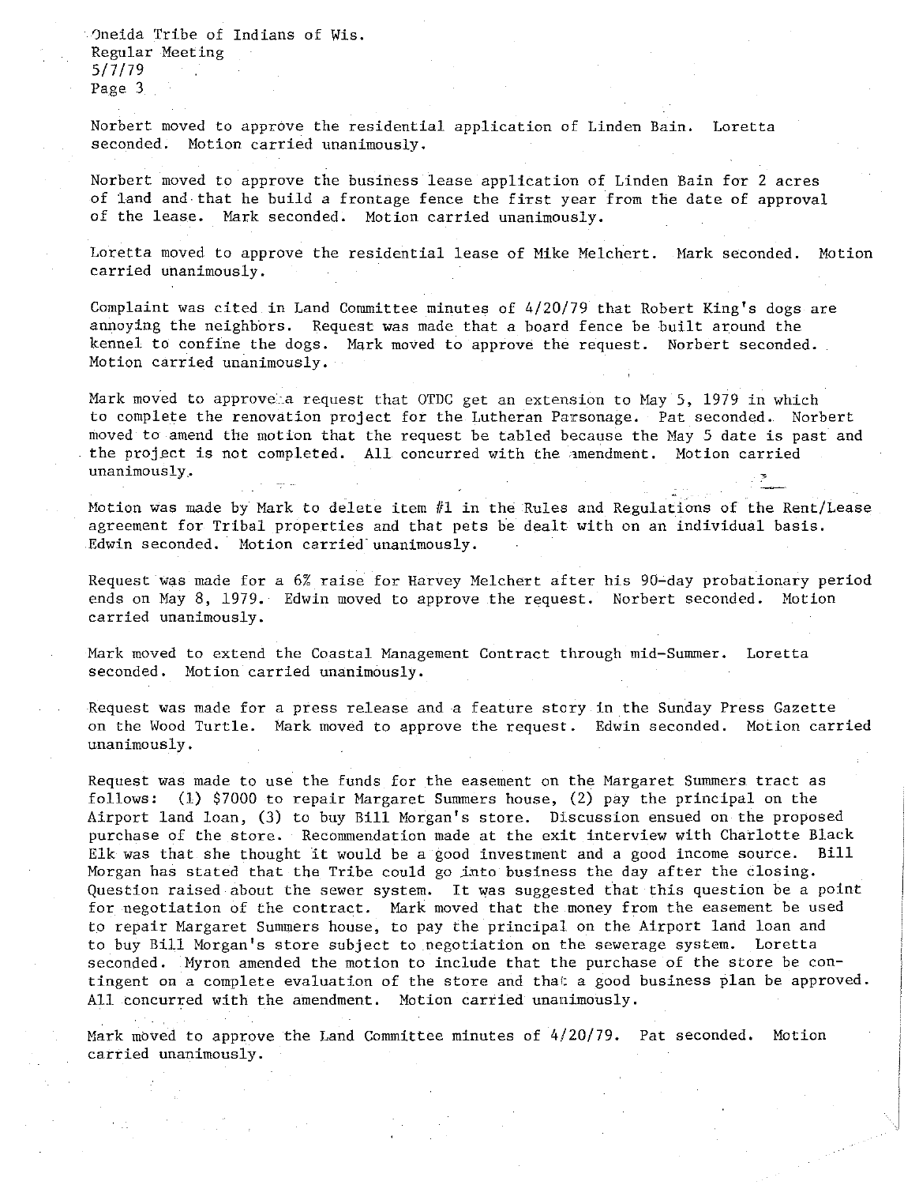Norbert moved to approve the residential application of Linden Bain. Loretta seconded. Motion carried unanimously.

Norbert moved to approve the business lease application of Linden Bain for 2 acres of land and that he build a frontage fence the first year from the date of approval of the lease. Mark seconded. Motion carried unanimously.

Loretta moved to approve the residential lease of Mike Melchert. Mark seconded. Motion carried unanimously.

Complaint was cited in Land Committee minutes of 4/20/79 that Robert King's dogs are annoying the neighbors. Request was made that a board fence be built around the kennel to confine the dogs. Mark moved to approve the request. Norbert seconded. Motion carried unanimously.

Mark moved to approve a request that OTDC get an extension to May 5, 1979 in which to complete the renovation project for the Lutheran Parsonage. Pat seconded. Norbert moved to amend the motion that the request be tabled because the May 5 date is past and the project is not completed. All concurred with the amendment. Motion carried unanimously.

Motion was made by Mark to delete item #1 in the Rules and Regulations of the Rent/Lease agreement for Tribal properties and that pets be dealt with on an individual basis. Edwin seconded. Motion carried unanimously.

Request was made for a 6% raise for Harvey Melchert after his 90-day probationary period ends on May 8, 1979. Edwin moved to approve the request. Norbert seconded. Motion carried unanimously.

Mark moved to extend the Coastal Management Contract through mid-Summer. Loretta seconded. Motion carried unanimously.

Request was made for a press release and a feature story in the Sunday Press Gazette on the Wood Turtle. Mark moved to approve the request. Edwin seconded. Motion carried unanimously.

Request was made to use the funds for the easement on the Margaret Summers tract as follows: (1) $7000 to repair Margaret Summers house, (2) pay the principal on the Airport land loan, (3) to buy Bill Morgan's store. Discussion ensued on the proposed purchase of the store. Recommendation made at the exit interview with Charlotte Black Elk was that she thought it would be a good investment and a good income source. Bill Morgan has stated that the Tribe could go into business the day after the closing. Question raised about the sewer system. It was suggested that this question be a point for negotiation of the contract. Mark moved that the money from the easement be used to repair Margaret Summers house, to pay the principal on the Airport land loan and to buy Bill Morgan's store subject to negotiation on the sewerage system. Loretta seconded. Myron amended the motion to include that the purchase of the store be contingent on a complete evaluation of the store and that a good business plan be approved. All concurred with the amendment. Motion carried unanimously.

Mark moved to approve the Land Committee minutes of 4/20/79. Pat seconded. Motion carried unanimously.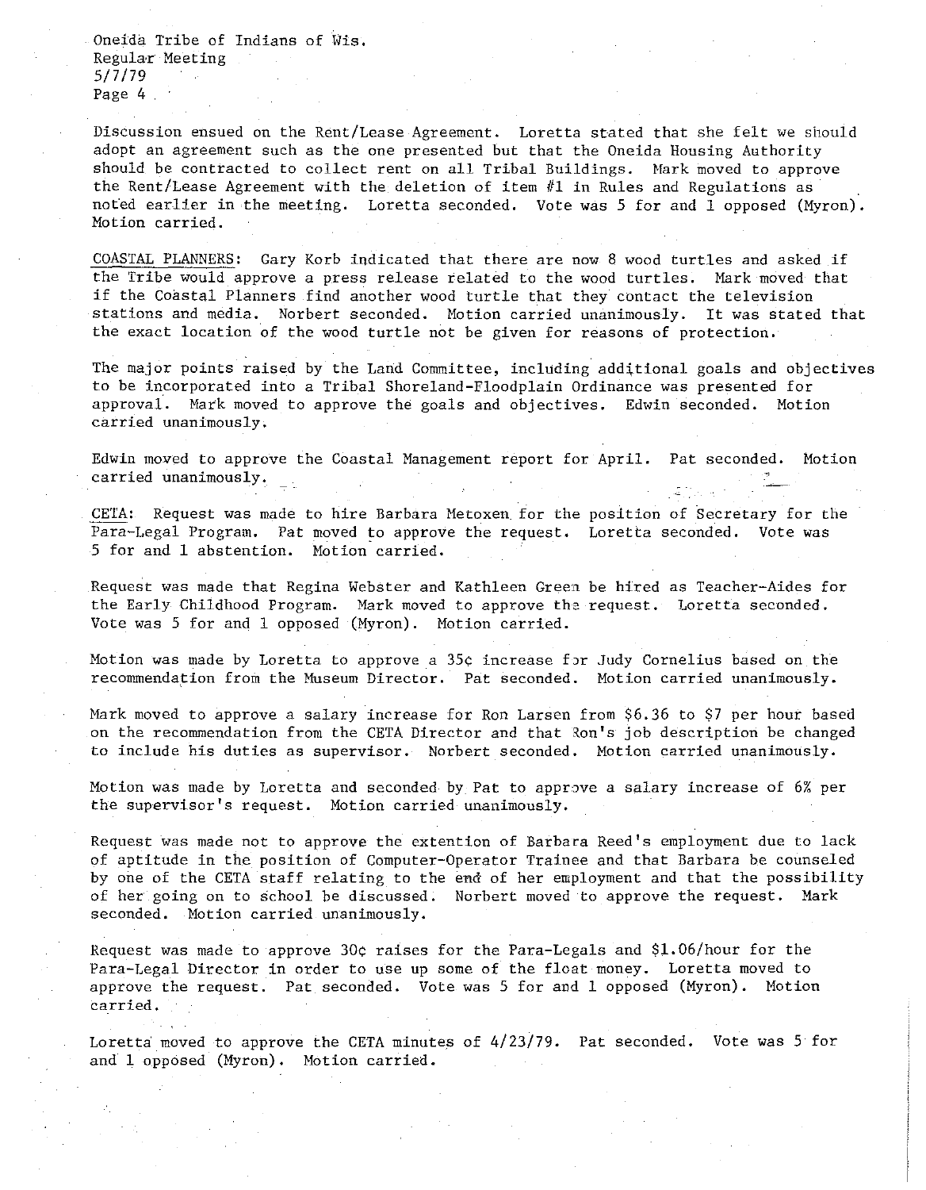Discussion ensued on the Rent/Lease Agreement. Loretta stated that she felt we should adopt an agreement such as the one presented but that the Oneida Housing Authority should be contracted to collect rent on all Tribal Buildings. Mark moved to approve the Rent/Lease Agreement with the deletion of item #1 in Rules and Regulations as noted earlier in the meeting. Loretta seconded. Vote was 5 for and 1 opposed (Myron). Motion carried.

COASTAL PLANNERS: Gary Korb indicated that there are now 8 wood turtles and asked if the Tribe would approve a press release related to the wood turtles. Mark moved that if the Coastal Planners find another wood turtle that they contact the television stations and media. Norbert seconded. Motion carried unanimously. It was stated that the exact location of the wood turtle not be given for reasons of protection.

The major points raised by the Land Committee, including additional goals and objectives to be incorporated into a Tribal Shoreland-Floodplain Ordinance was presented for approval. Mark moved to approve the goals and objectives. Edwin seconded. Motion carried unanimously.

Edwin moved to approve the Coastal Management report for April. Pat seconded. Motion carried unanimously.

CETA: Request was made to hire Barbara Metoxen for the position of Secretary for the Para-Legal Program. Pat moved to approve the request. Loretta seconded. Vote was 5 for and 1 abstention. Motion carried.

Request was made that Regina Webster and Kathleen Green be hired as Teacher-Aides for the Early Childhood Program. Mark moved to approve the request. Loretta seconded. Vote was 5 for and 1 opposed (Myron). Motion carried.

Motion was made by Loretta to approve a 35¢ increase for Judy Cornelius based on the recommendation from the Museum Director. Pat seconded. Motion carried unanimously.

Mark moved to approve a salary increase for Ron Larsen from $6.36 to $7 per hour based on the recommendation from the CETA Director and that Ron's job description be changed to include his duties as supervisor. Norbert seconded. Motion carried unanimously.

Motion was made by Loretta and seconded by Pat to approve a salary increase of 6% per the supervisor's request. Motion carried unanimously.

Request was made not to approve the extention of Barbara Reed's employment due to lack of aptitude in the position of Computer-Operator Trainee and that Barbara be counseled by one of the CETA staff relating to the end of her employment and that the possibility of her going on to school be discussed. Norbert moved to approve the request. Mark seconded. Motion carried unanimously.

Request was made to approve 30¢ raises for the Para-Legals and $1.06/hour for the Para-Legal Director in order to use up some of the float money. Loretta moved to approve the request. Pat seconded. Vote was 5 for and 1 opposed (Myron). Motion carried.

Loretta moved to approve the CETA minutes of 4/23/79. Pat seconded. Vote was 5 for and 1 opposed (Myron). Motion carried.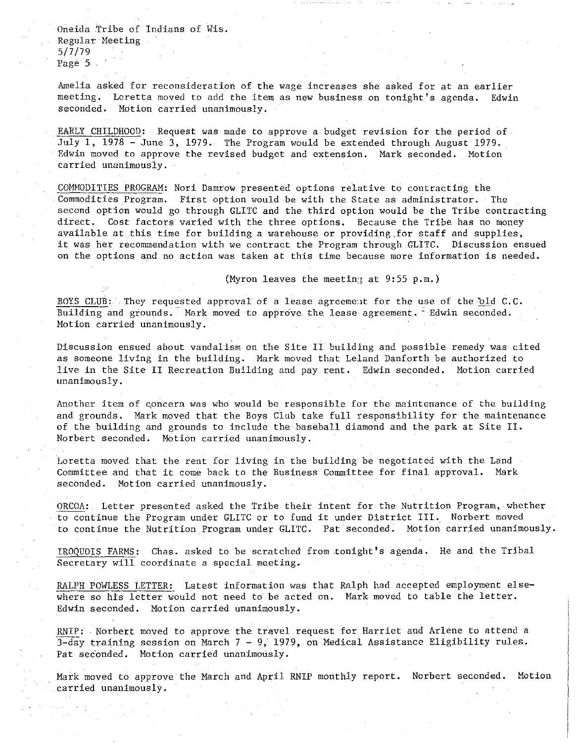Amelia asked for reconsideration of the wage increases she asked for at an earlier meeting. Loretta moved to add the item as new business on tonight's agenda. Edwin seconded. Motion carried unanimously.

EARLY CHILDHOOD: Request was made to approve a budget revision for the period of July 1, 1978 - June 3, 1979. The Program would be extended through August 1979. Edwin moved to approve the revised budget and extension. Mark seconded. Motion carried unanimously.

COMMODITIES PROGRAM: Nori Damrow presented options relative to contracting the Commodities Program. First option would be with the State as administrator. The second option would go through GLITC and the third option would be the Tribe contracting direct. Cost factors varied with the three options. Because the Tribe has no money available at this time for building a warehouse or providing for staff and supplies, it was her recommendation with we contract the Program through GLITC. Discussion ensued on the options and no action was taken at this time because more information is needed.

(Myron leaves the meeting at 9:55 p.m.)

BOYS CLUB: They requested approval of a lease agreement for the use of the old C.C. Building and grounds. Mark moved to approve the lease agreement. Edwin seconded. Motion carried unanimously.

Discussion ensued about vandalism on the Site II building and possible remedy was cited as someone living in the building. Mark moved that Leland Danforth be authorized to live in the Site II Recreation Building and pay rent. Edwin seconded. Motion carried unanimously.

Another item of concern was who would be responsible for the maintenance of the building and grounds. Mark moved that the Boys Club take full responsibility for the maintenance of the building and grounds to include the baseball diamond and the park at Site II. Norbert seconded. Motion carried unanimously.

Loretta moved that the rent for living in the building be negotiated with the Land Committee and that it come back to the Business Committee for final approval. Mark seconded. Motion carried unanimously.

ORCOA: Letter presented asked the Tribe their intent for the Nutrition Program, whether to continue the Program under GLITC or to fund it under District III. Norbert moved to continue the Nutrition Program under GLITC. Pat seconded. Motion carried unanimously.

IROQUOIS FARMS: Chas. asked to be scratched from tonight's agenda. He and the Tribal Secretary will coordinate a special meeting.

RALPH POWLESS LETTER: Latest information was that Ralph had accepted employment elsewhere so his letter would not need to be acted on. Mark moved to table the letter. Edwin seconded. Motion carried unanimously.

RNIP: Norbert moved to approve the travel request for Harriet and Arlene to attend a 3-day training session on March 7 - 9, 1979, on Medical Assistance Eligibility rules. Pat seconded. Motion carried unanimously.

Mark moved to approve the March and April RNIP monthly report. Norbert seconded. Motion carried unanimously.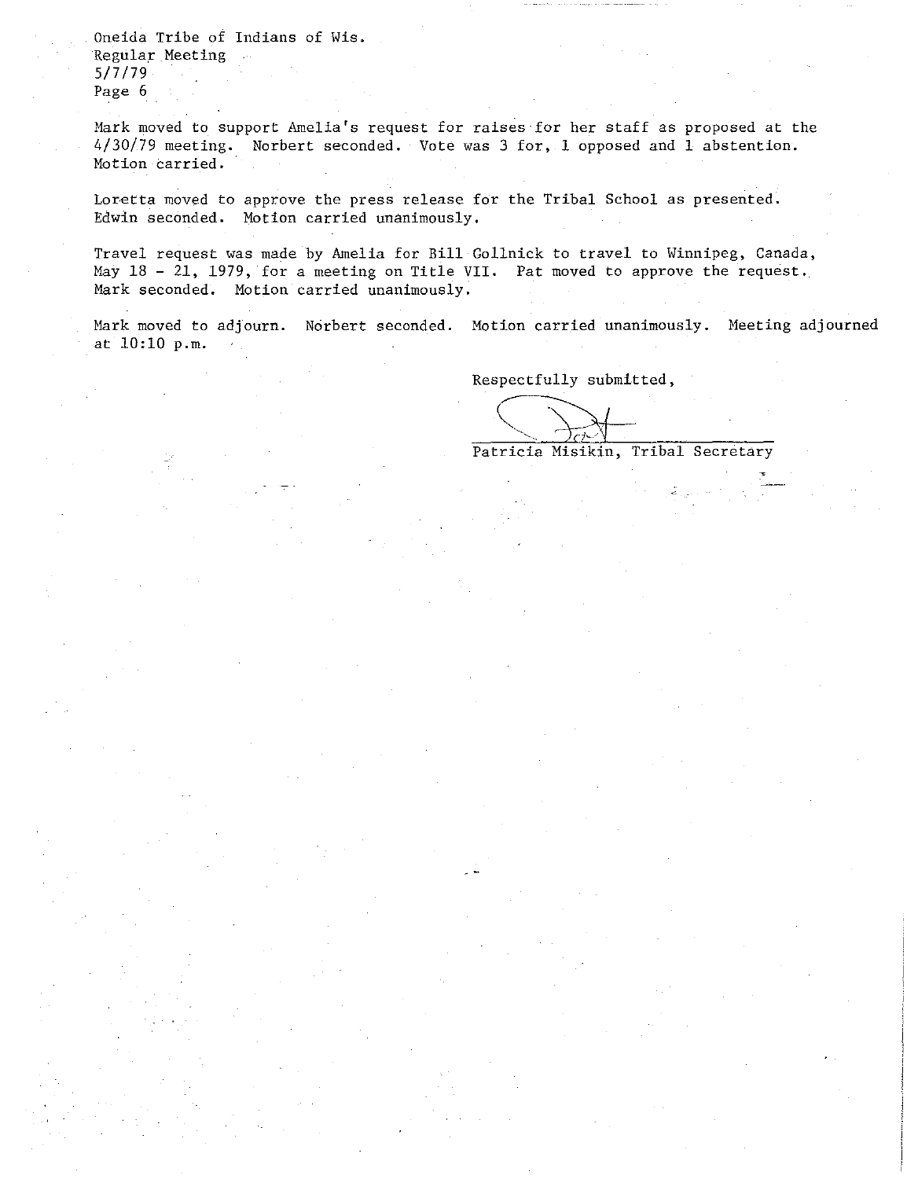Mark moved to support Amelia's request for raises for her staff as proposed at the 4/30/79 meeting. Norbert seconded. Vote was 3 for, 1 opposed and 1 abstention. Motion carried.

Loretta moved to approve the press release for the Tribal School as presented. Edwin seconded. Motion carried unanimously.

Travel request was made by Amelia for Bill Gollnick to travel to Winnipeg, Canada, May 18 - 21, 1979, for a meeting on Title VII. Pat moved to approve the request. Mark seconded. Motion carried unanimously.

Mark moved to adjourn. Norbert seconded. Motion carried unanimously. Meeting adjourned at 10:10 p.m.

Respectfully submitted,

Patricia Misikin, Tribal Secretary